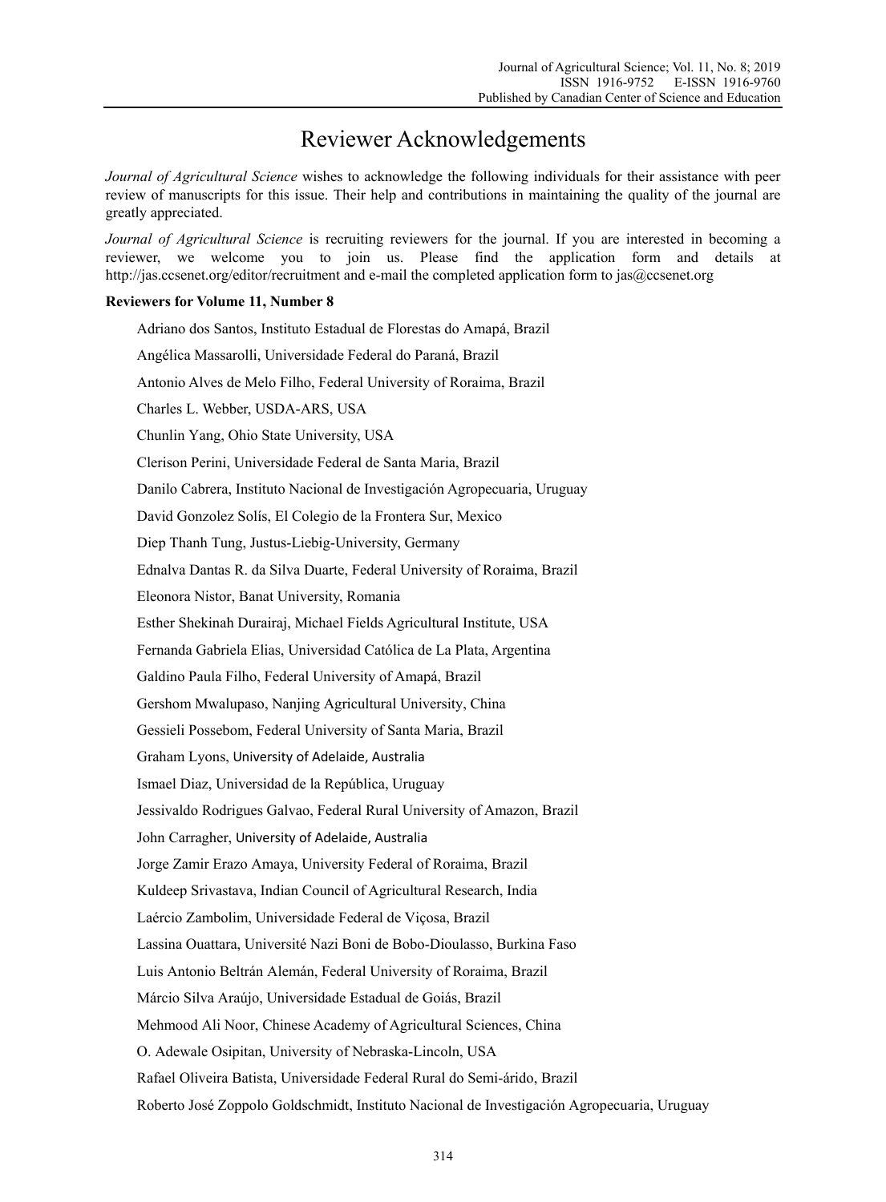# Reviewer Acknowledgements

*Journal of Agricultural Science* wishes to acknowledge the following individuals for their assistance with peer review of manuscripts for this issue. Their help and contributions in maintaining the quality of the journal are greatly appreciated.

*Journal of Agricultural Science* is recruiting reviewers for the journal. If you are interested in becoming a reviewer, we welcome you to join us. Please find the application form and details at http://jas.ccsenet.org/editor/recruitment and e-mail the completed application form to jas@ccsenet.org

**Reviewers for Volume 11, Number 8**

Adriano dos Santos, Instituto Estadual de Florestas do Amapá, Brazil

Angélica Massarolli, Universidade Federal do Paraná, Brazil

Antonio Alves de Melo Filho, Federal University of Roraima, Brazil

Charles L. Webber, USDA-ARS, USA

Chunlin Yang, Ohio State University, USA

Clerison Perini, Universidade Federal de Santa Maria, Brazil

Danilo Cabrera, Instituto Nacional de Investigación Agropecuaria, Uruguay

David Gonzolez Solís, El Colegio de la Frontera Sur, Mexico

Diep Thanh Tung, Justus-Liebig-University, Germany

Ednalva Dantas R. da Silva Duarte, Federal University of Roraima, Brazil

Eleonora Nistor, Banat University, Romania

Esther Shekinah Durairaj, Michael Fields Agricultural Institute, USA

Fernanda Gabriela Elias, Universidad Católica de La Plata, Argentina

Galdino Paula Filho, Federal University of Amapá, Brazil

Gershom Mwalupaso, Nanjing Agricultural University, China

Gessieli Possebom, Federal University of Santa Maria, Brazil

Graham Lyons, University of Adelaide, Australia

Ismael Diaz, Universidad de la República, Uruguay

Jessivaldo Rodrigues Galvao, Federal Rural University of Amazon, Brazil

John Carragher, University of Adelaide, Australia

Jorge Zamir Erazo Amaya, University Federal of Roraima, Brazil

Kuldeep Srivastava, Indian Council of Agricultural Research, India

Laércio Zambolim, Universidade Federal de Viçosa, Brazil

Lassina Ouattara, Université Nazi Boni de Bobo-Dioulasso, Burkina Faso

Luis Antonio Beltrán Alemán, Federal University of Roraima, Brazil

Márcio Silva Araújo, Universidade Estadual de Goiás, Brazil

Mehmood Ali Noor, Chinese Academy of Agricultural Sciences, China

O. Adewale Osipitan, University of Nebraska-Lincoln, USA

Rafael Oliveira Batista, Universidade Federal Rural do Semi-árido, Brazil

Roberto José Zoppolo Goldschmidt, Instituto Nacional de Investigación Agropecuaria, Uruguay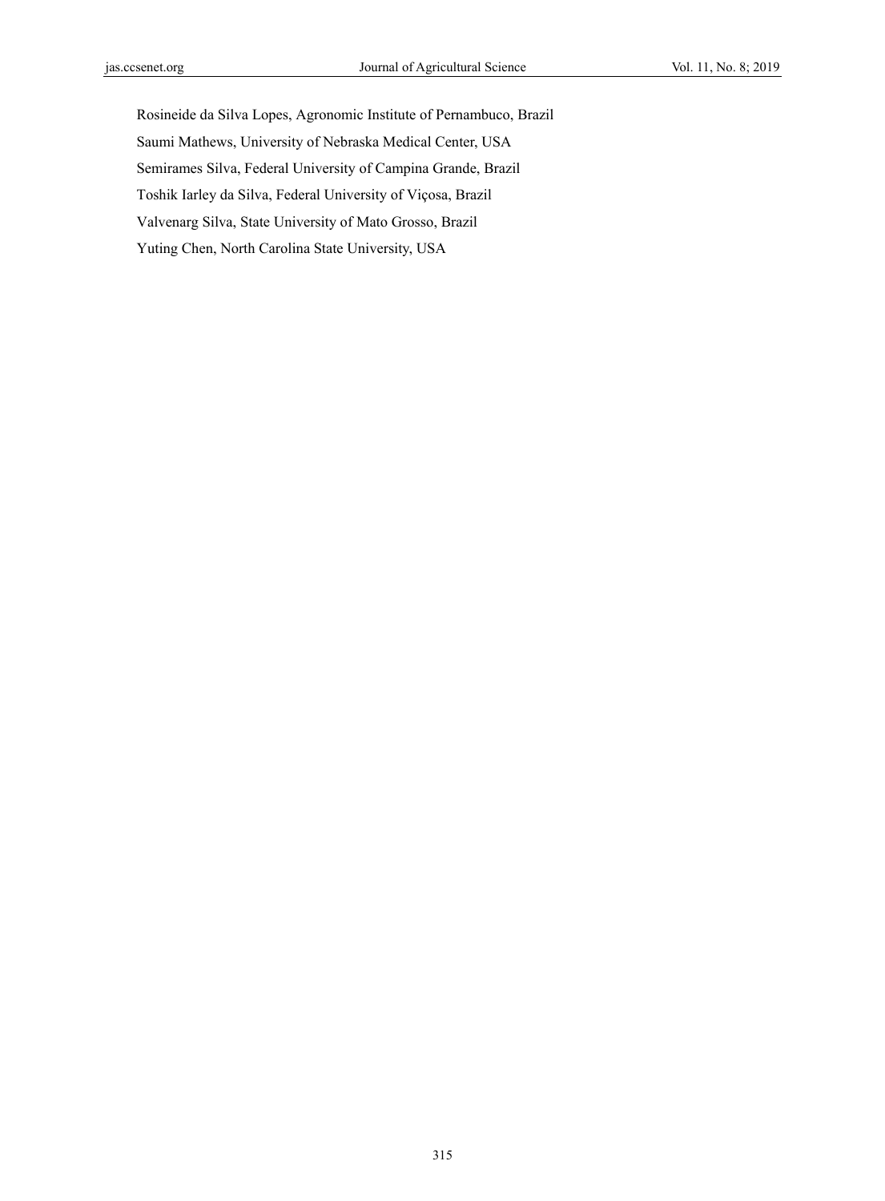Rosineide da Silva Lopes, Agronomic Institute of Pernambuco, Brazil

Saumi Mathews, University of Nebraska Medical Center, USA

Semirames Silva, Federal University of Campina Grande, Brazil

Toshik Iarley da Silva, Federal University of Viçosa, Brazil

Valvenarg Silva, State University of Mato Grosso, Brazil

Yuting Chen, North Carolina State University, USA